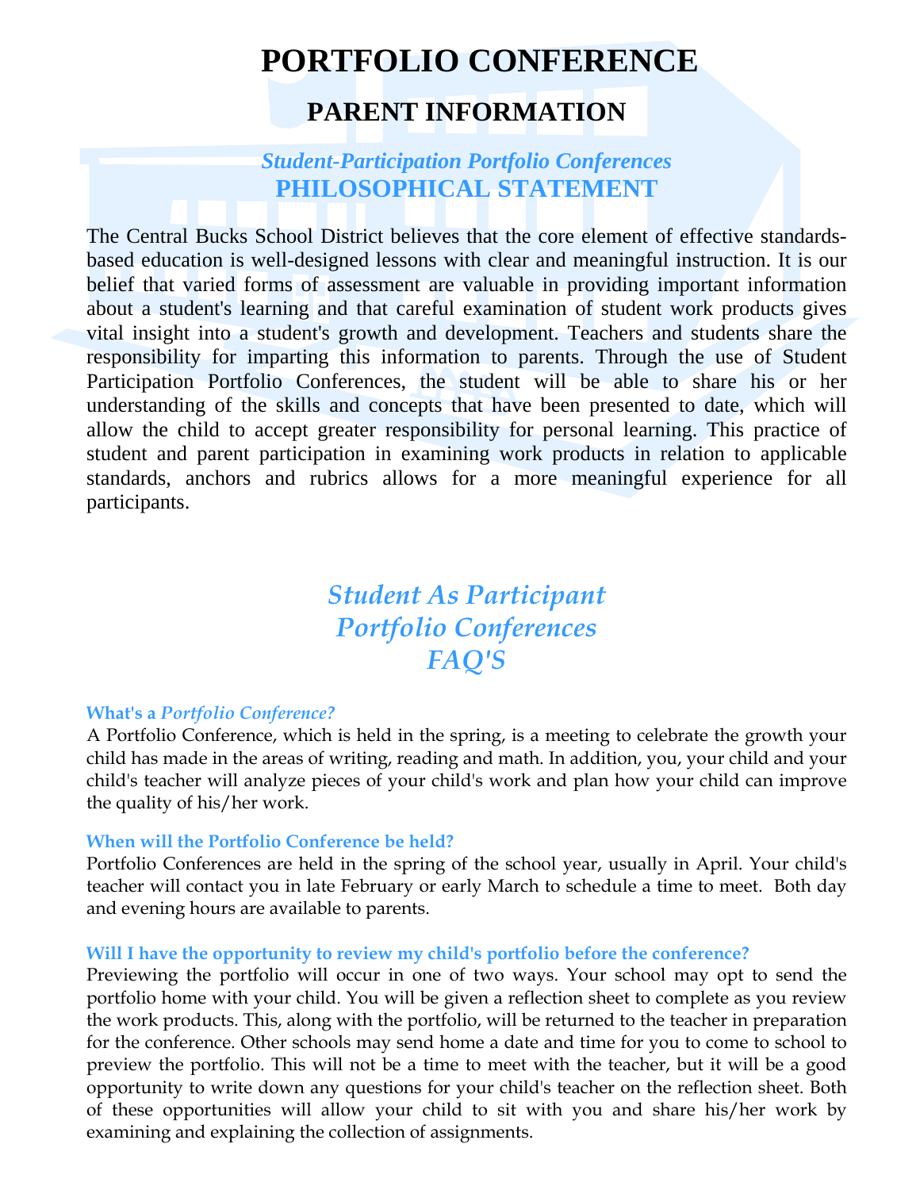# PORTFOLIO CONFERENCE

## PARENT INFORMATION

### *Student-Participation Portfolio Conferences*
### PHILOSOPHICAL STATEMENT

The Central Bucks School District believes that the core element of effective standards-based education is well-designed lessons with clear and meaningful instruction. It is our belief that varied forms of assessment are valuable in providing important information about a student's learning and that careful examination of student work products gives vital insight into a student's growth and development. Teachers and students share the responsibility for imparting this information to parents. Through the use of Student Participation Portfolio Conferences, the student will be able to share his or her understanding of the skills and concepts that have been presented to date, which will allow the child to accept greater responsibility for personal learning. This practice of student and parent participation in examining work products in relation to applicable standards, anchors and rubrics allows for a more meaningful experience for all participants.

## *Student As Participant Portfolio Conferences FAQ'S*

**What's a *Portfolio Conference?***

A Portfolio Conference, which is held in the spring, is a meeting to celebrate the growth your child has made in the areas of writing, reading and math. In addition, you, your child and your child's teacher will analyze pieces of your child's work and plan how your child can improve the quality of his/her work.

**When will the Portfolio Conference be held?**

Portfolio Conferences are held in the spring of the school year, usually in April. Your child's teacher will contact you in late February or early March to schedule a time to meet. Both day and evening hours are available to parents.

**Will I have the opportunity to review my child's portfolio before the conference?**

Previewing the portfolio will occur in one of two ways. Your school may opt to send the portfolio home with your child. You will be given a reflection sheet to complete as you review the work products. This, along with the portfolio, will be returned to the teacher in preparation for the conference. Other schools may send home a date and time for you to come to school to preview the portfolio. This will not be a time to meet with the teacher, but it will be a good opportunity to write down any questions for your child's teacher on the reflection sheet. Both of these opportunities will allow your child to sit with you and share his/her work by examining and explaining the collection of assignments.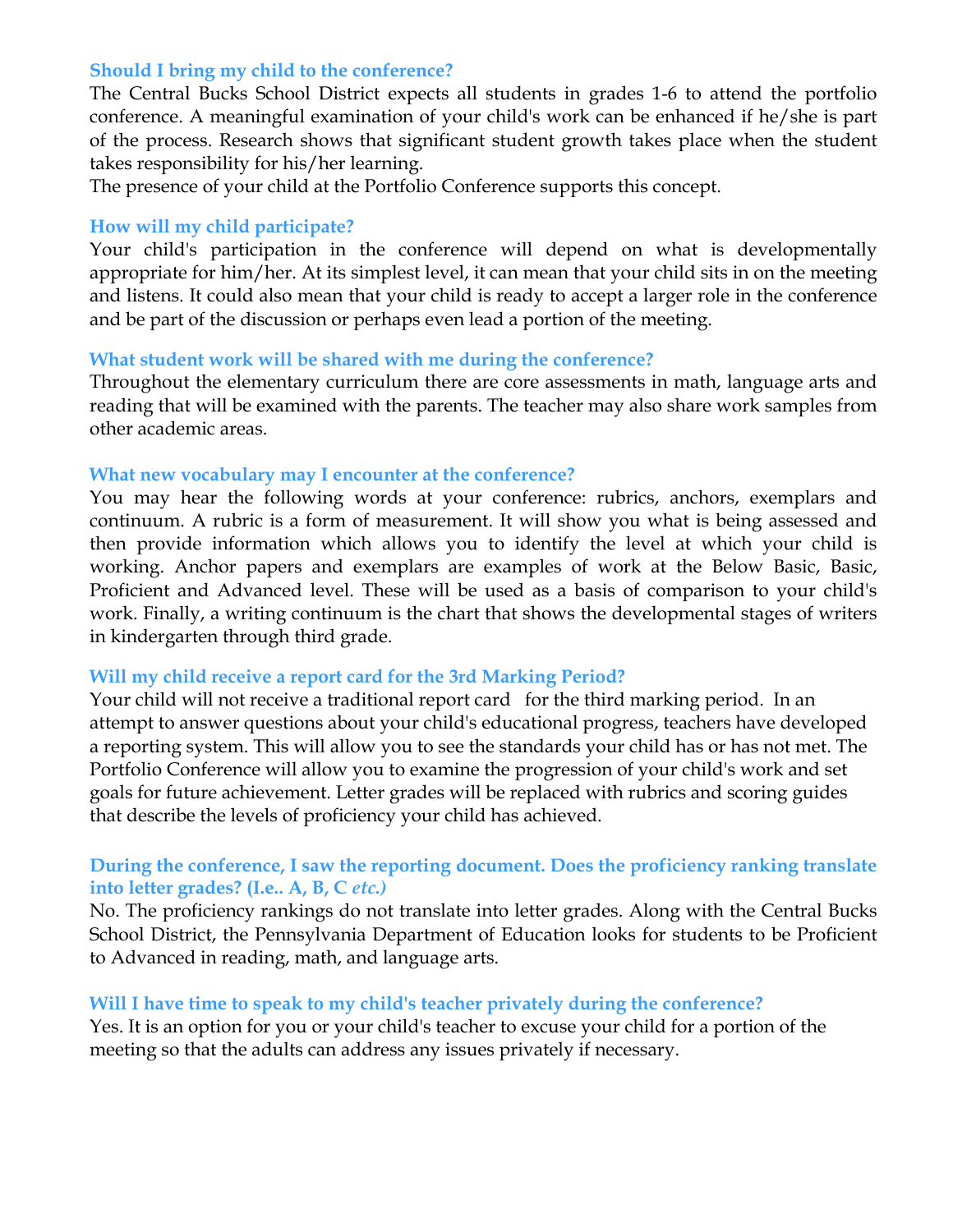### Should I bring my child to the conference?

The Central Bucks School District expects all students in grades 1-6 to attend the portfolio conference. A meaningful examination of your child's work can be enhanced if he/she is part of the process. Research shows that significant student growth takes place when the student takes responsibility for his/her learning.

The presence of your child at the Portfolio Conference supports this concept.

### How will my child participate?

Your child's participation in the conference will depend on what is developmentally appropriate for him/her. At its simplest level, it can mean that your child sits in on the meeting and listens. It could also mean that your child is ready to accept a larger role in the conference and be part of the discussion or perhaps even lead a portion of the meeting.

### What student work will be shared with me during the conference?

Throughout the elementary curriculum there are core assessments in math, language arts and reading that will be examined with the parents. The teacher may also share work samples from other academic areas.

### What new vocabulary may I encounter at the conference?

You may hear the following words at your conference: rubrics, anchors, exemplars and continuum. A rubric is a form of measurement. It will show you what is being assessed and then provide information which allows you to identify the level at which your child is working. Anchor papers and exemplars are examples of work at the Below Basic, Basic, Proficient and Advanced level. These will be used as a basis of comparison to your child's work. Finally, a writing continuum is the chart that shows the developmental stages of writers in kindergarten through third grade.

### Will my child receive a report card for the 3rd Marking Period?

Your child will not receive a traditional report card for the third marking period. In an attempt to answer questions about your child's educational progress, teachers have developed a reporting system. This will allow you to see the standards your child has or has not met. The Portfolio Conference will allow you to examine the progression of your child's work and set goals for future achievement. Letter grades will be replaced with rubrics and scoring guides that describe the levels of proficiency your child has achieved.

### During the conference, I saw the reporting document. Does the proficiency ranking translate into letter grades? (I.e.. A, B, C *etc.)*

No. The proficiency rankings do not translate into letter grades. Along with the Central Bucks School District, the Pennsylvania Department of Education looks for students to be Proficient to Advanced in reading, math, and language arts.

### Will I have time to speak to my child's teacher privately during the conference?

Yes. It is an option for you or your child's teacher to excuse your child for a portion of the meeting so that the adults can address any issues privately if necessary.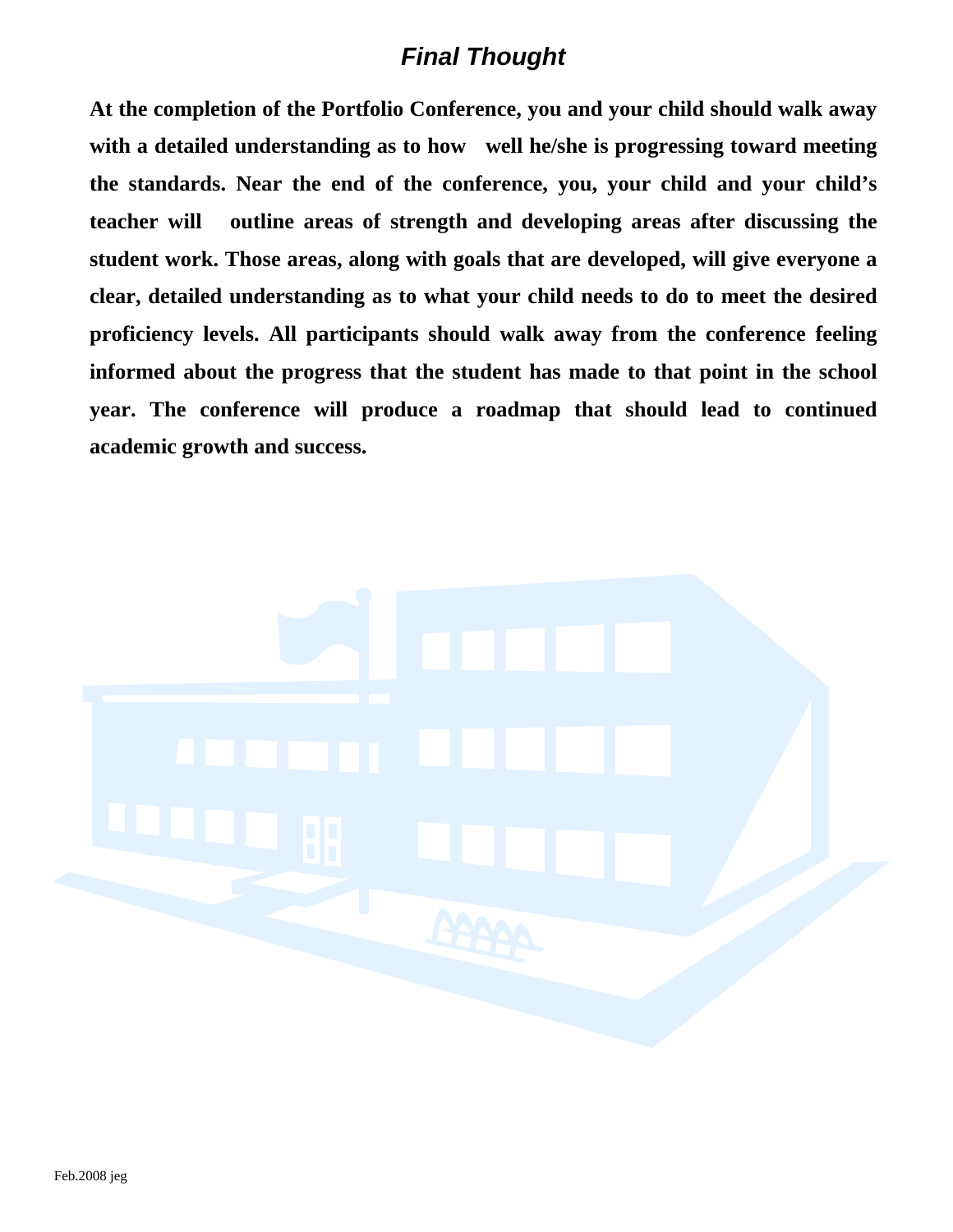## *Final Thought*

**At the completion of the Portfolio Conference, you and your child should walk away with a detailed understanding as to how well he/she is progressing toward meeting the standards. Near the end of the conference, you, your child and your child's teacher will outline areas of strength and developing areas after discussing the student work. Those areas, along with goals that are developed, will give everyone a clear, detailed understanding as to what your child needs to do to meet the desired proficiency levels. All participants should walk away from the conference feeling informed about the progress that the student has made to that point in the school year. The conference will produce a roadmap that should lead to continued academic growth and success.**

Feb.2008 jeg